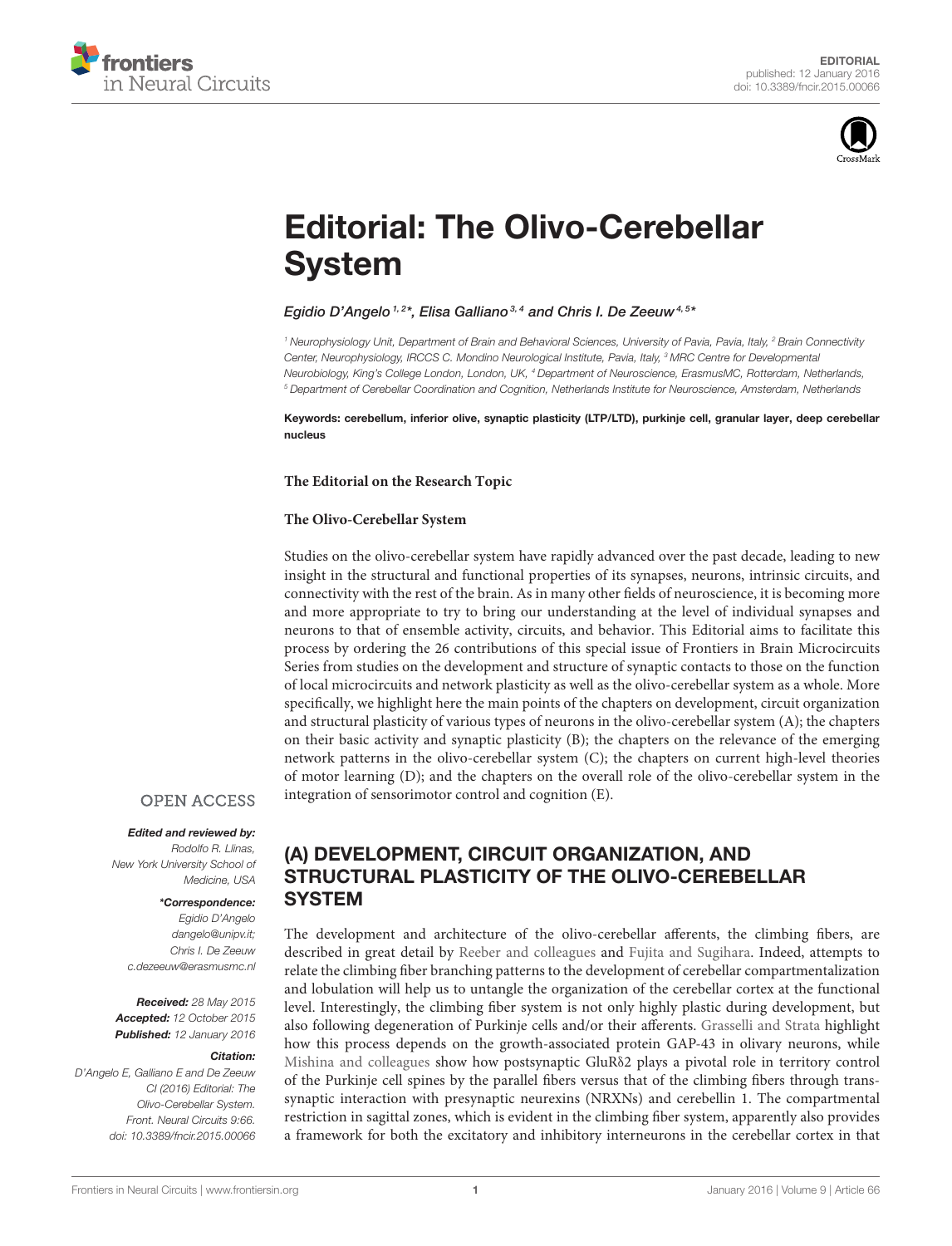EDITORIAL
published: 12 January 2016
doi: 10.3389/fncir.2015.00066

# Editorial: The Olivo-Cerebellar System

*Egidio D'Angelo[1,2]*, Elisa Galliano[3,4] and Chris I. De Zeeuw[4,5]**

[1] Neurophysiology Unit, Department of Brain and Behavioral Sciences, University of Pavia, Pavia, Italy, [2] Brain Connectivity Center, Neurophysiology, IRCCS C. Mondino Neurological Institute, Pavia, Italy, [3] MRC Centre for Developmental Neurobiology, King's College London, London, UK, [4] Department of Neuroscience, ErasmusMC, Rotterdam, Netherlands, [5] Department of Cerebellar Coordination and Cognition, Netherlands Institute for Neuroscience, Amsterdam, Netherlands

**Keywords: cerebellum, inferior olive, synaptic plasticity (LTP/LTD), purkinje cell, granular layer, deep cerebellar nucleus**

OPEN ACCESS

***Edited and reviewed by:***
*Rodolfo R. Llinas, New York University School of Medicine, USA*

****Correspondence:***
*Egidio D'Angelo dangelo@unipv.it;*
*Chris I. De Zeeuw c.dezeeuw@erasmusmc.nl*

***Received:*** *28 May 2015*
***Accepted:*** *12 October 2015*
***Published:*** *12 January 2016*

***Citation:***
*D'Angelo E, Galliano E and De Zeeuw CI (2016) Editorial: The Olivo-Cerebellar System. Front. Neural Circuits 9:66. doi: 10.3389/fncir.2015.00066*

**The Editorial on the Research Topic**

**The Olivo-Cerebellar System**

Studies on the olivo-cerebellar system have rapidly advanced over the past decade, leading to new insight in the structural and functional properties of its synapses, neurons, intrinsic circuits, and connectivity with the rest of the brain. As in many other fields of neuroscience, it is becoming more and more appropriate to try to bring our understanding at the level of individual synapses and neurons to that of ensemble activity, circuits, and behavior. This Editorial aims to facilitate this process by ordering the 26 contributions of this special issue of Frontiers in Brain Microcircuits Series from studies on the development and structure of synaptic contacts to those on the function of local microcircuits and network plasticity as well as the olivo-cerebellar system as a whole. More specifically, we highlight here the main points of the chapters on development, circuit organization and structural plasticity of various types of neurons in the olivo-cerebellar system (A); the chapters on their basic activity and synaptic plasticity (B); the chapters on the relevance of the emerging network patterns in the olivo-cerebellar system (C); the chapters on current high-level theories of motor learning (D); and the chapters on the overall role of the olivo-cerebellar system in the integration of sensorimotor control and cognition (E).

## (A) DEVELOPMENT, CIRCUIT ORGANIZATION, AND STRUCTURAL PLASTICITY OF THE OLIVO-CEREBELLAR SYSTEM

The development and architecture of the olivo-cerebellar afferents, the climbing fibers, are described in great detail by Reeber and colleagues and Fujita and Sugihara. Indeed, attempts to relate the climbing fiber branching patterns to the development of cerebellar compartmentalization and lobulation will help us to untangle the organization of the cerebellar cortex at the functional level. Interestingly, the climbing fiber system is not only highly plastic during development, but also following degeneration of Purkinje cells and/or their afferents. Grasselli and Strata highlight how this process depends on the growth-associated protein GAP-43 in olivary neurons, while Mishina and colleagues show how postsynaptic GluRδ2 plays a pivotal role in territory control of the Purkinje cell spines by the parallel fibers versus that of the climbing fibers through trans-synaptic interaction with presynaptic neurexins (NRXNs) and cerebellin 1. The compartmental restriction in sagittal zones, which is evident in the climbing fiber system, apparently also provides a framework for both the excitatory and inhibitory interneurons in the cerebellar cortex in that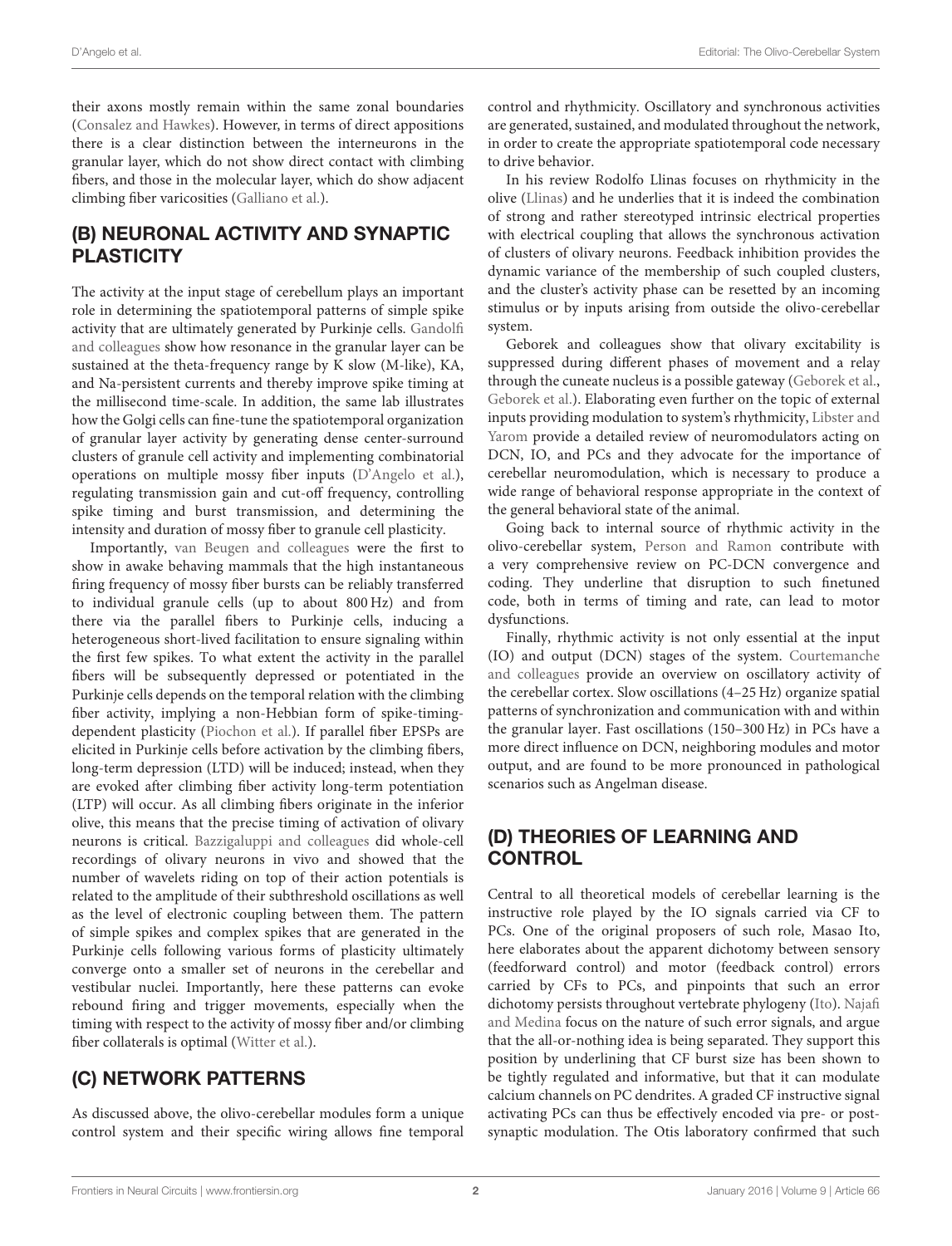their axons mostly remain within the same zonal boundaries (Consalez and Hawkes). However, in terms of direct appositions there is a clear distinction between the interneurons in the granular layer, which do not show direct contact with climbing fibers, and those in the molecular layer, which do show adjacent climbing fiber varicosities (Galliano et al.).

## (B) NEURONAL ACTIVITY AND SYNAPTIC PLASTICITY

The activity at the input stage of cerebellum plays an important role in determining the spatiotemporal patterns of simple spike activity that are ultimately generated by Purkinje cells. Gandolfi and colleagues show how resonance in the granular layer can be sustained at the theta-frequency range by K slow (M-like), KA, and Na-persistent currents and thereby improve spike timing at the millisecond time-scale. In addition, the same lab illustrates how the Golgi cells can fine-tune the spatiotemporal organization of granular layer activity by generating dense center-surround clusters of granule cell activity and implementing combinatorial operations on multiple mossy fiber inputs (D'Angelo et al.), regulating transmission gain and cut-off frequency, controlling spike timing and burst transmission, and determining the intensity and duration of mossy fiber to granule cell plasticity.

Importantly, van Beugen and colleagues were the first to show in awake behaving mammals that the high instantaneous firing frequency of mossy fiber bursts can be reliably transferred to individual granule cells (up to about 800 Hz) and from there via the parallel fibers to Purkinje cells, inducing a heterogeneous short-lived facilitation to ensure signaling within the first few spikes. To what extent the activity in the parallel fibers will be subsequently depressed or potentiated in the Purkinje cells depends on the temporal relation with the climbing fiber activity, implying a non-Hebbian form of spike-timing-dependent plasticity (Piochon et al.). If parallel fiber EPSPs are elicited in Purkinje cells before activation by the climbing fibers, long-term depression (LTD) will be induced; instead, when they are evoked after climbing fiber activity long-term potentiation (LTP) will occur. As all climbing fibers originate in the inferior olive, this means that the precise timing of activation of olivary neurons is critical. Bazzigaluppi and colleagues did whole-cell recordings of olivary neurons in vivo and showed that the number of wavelets riding on top of their action potentials is related to the amplitude of their subthreshold oscillations as well as the level of electronic coupling between them. The pattern of simple spikes and complex spikes that are generated in the Purkinje cells following various forms of plasticity ultimately converge onto a smaller set of neurons in the cerebellar and vestibular nuclei. Importantly, here these patterns can evoke rebound firing and trigger movements, especially when the timing with respect to the activity of mossy fiber and/or climbing fiber collaterals is optimal (Witter et al.).

## (C) NETWORK PATTERNS

As discussed above, the olivo-cerebellar modules form a unique control system and their specific wiring allows fine temporal control and rhythmicity. Oscillatory and synchronous activities are generated, sustained, and modulated throughout the network, in order to create the appropriate spatiotemporal code necessary to drive behavior.

In his review Rodolfo Llinas focuses on rhythmicity in the olive (Llinas) and he underlies that it is indeed the combination of strong and rather stereotyped intrinsic electrical properties with electrical coupling that allows the synchronous activation of clusters of olivary neurons. Feedback inhibition provides the dynamic variance of the membership of such coupled clusters, and the cluster's activity phase can be resetted by an incoming stimulus or by inputs arising from outside the olivo-cerebellar system.

Geborek and colleagues show that olivary excitability is suppressed during different phases of movement and a relay through the cuneate nucleus is a possible gateway (Geborek et al., Geborek et al.). Elaborating even further on the topic of external inputs providing modulation to system's rhythmicity, Libster and Yarom provide a detailed review of neuromodulators acting on DCN, IO, and PCs and they advocate for the importance of cerebellar neuromodulation, which is necessary to produce a wide range of behavioral response appropriate in the context of the general behavioral state of the animal.

Going back to internal source of rhythmic activity in the olivo-cerebellar system, Person and Ramon contribute with a very comprehensive review on PC-DCN convergence and coding. They underline that disruption to such finetuned code, both in terms of timing and rate, can lead to motor dysfunctions.

Finally, rhythmic activity is not only essential at the input (IO) and output (DCN) stages of the system. Courtemanche and colleagues provide an overview on oscillatory activity of the cerebellar cortex. Slow oscillations (4–25 Hz) organize spatial patterns of synchronization and communication with and within the granular layer. Fast oscillations (150–300 Hz) in PCs have a more direct influence on DCN, neighboring modules and motor output, and are found to be more pronounced in pathological scenarios such as Angelman disease.

## (D) THEORIES OF LEARNING AND CONTROL

Central to all theoretical models of cerebellar learning is the instructive role played by the IO signals carried via CF to PCs. One of the original proposers of such role, Masao Ito, here elaborates about the apparent dichotomy between sensory (feedforward control) and motor (feedback control) errors carried by CFs to PCs, and pinpoints that such an error dichotomy persists throughout vertebrate phylogeny (Ito). Najafi and Medina focus on the nature of such error signals, and argue that the all-or-nothing idea is being separated. They support this position by underlining that CF burst size has been shown to be tightly regulated and informative, but that it can modulate calcium channels on PC dendrites. A graded CF instructive signal activating PCs can thus be effectively encoded via pre- or post-synaptic modulation. The Otis laboratory confirmed that such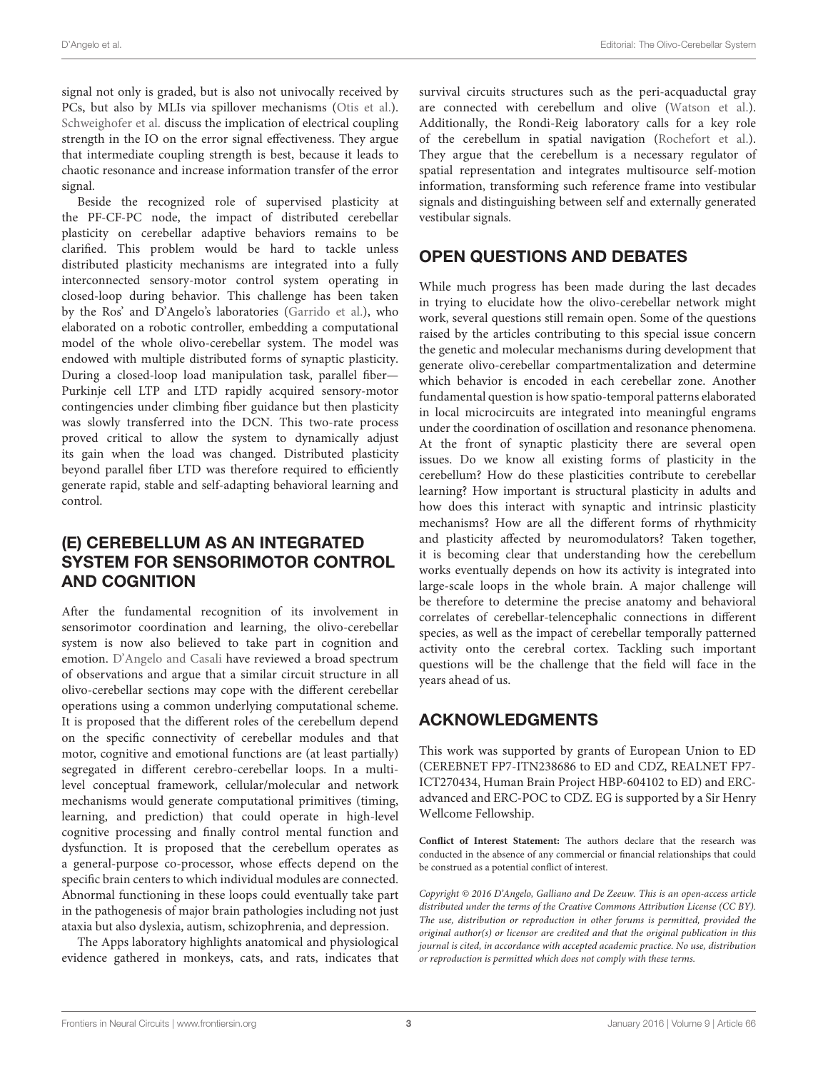signal not only is graded, but is also not univocally received by PCs, but also by MLIs via spillover mechanisms (Otis et al.). Schweighofer et al. discuss the implication of electrical coupling strength in the IO on the error signal effectiveness. They argue that intermediate coupling strength is best, because it leads to chaotic resonance and increase information transfer of the error signal.

Beside the recognized role of supervised plasticity at the PF-CF-PC node, the impact of distributed cerebellar plasticity on cerebellar adaptive behaviors remains to be clarified. This problem would be hard to tackle unless distributed plasticity mechanisms are integrated into a fully interconnected sensory-motor control system operating in closed-loop during behavior. This challenge has been taken by the Ros' and D'Angelo's laboratories (Garrido et al.), who elaborated on a robotic controller, embedding a computational model of the whole olivo-cerebellar system. The model was endowed with multiple distributed forms of synaptic plasticity. During a closed-loop load manipulation task, parallel fiber—Purkinje cell LTP and LTD rapidly acquired sensory-motor contingencies under climbing fiber guidance but then plasticity was slowly transferred into the DCN. This two-rate process proved critical to allow the system to dynamically adjust its gain when the load was changed. Distributed plasticity beyond parallel fiber LTD was therefore required to efficiently generate rapid, stable and self-adapting behavioral learning and control.

## (E) CEREBELLUM AS AN INTEGRATED SYSTEM FOR SENSORIMOTOR CONTROL AND COGNITION

After the fundamental recognition of its involvement in sensorimotor coordination and learning, the olivo-cerebellar system is now also believed to take part in cognition and emotion. D'Angelo and Casali have reviewed a broad spectrum of observations and argue that a similar circuit structure in all olivo-cerebellar sections may cope with the different cerebellar operations using a common underlying computational scheme. It is proposed that the different roles of the cerebellum depend on the specific connectivity of cerebellar modules and that motor, cognitive and emotional functions are (at least partially) segregated in different cerebro-cerebellar loops. In a multi-level conceptual framework, cellular/molecular and network mechanisms would generate computational primitives (timing, learning, and prediction) that could operate in high-level cognitive processing and finally control mental function and dysfunction. It is proposed that the cerebellum operates as a general-purpose co-processor, whose effects depend on the specific brain centers to which individual modules are connected. Abnormal functioning in these loops could eventually take part in the pathogenesis of major brain pathologies including not just ataxia but also dyslexia, autism, schizophrenia, and depression.

The Apps laboratory highlights anatomical and physiological evidence gathered in monkeys, cats, and rats, indicates that survival circuits structures such as the peri-acquaductal gray are connected with cerebellum and olive (Watson et al.). Additionally, the Rondi-Reig laboratory calls for a key role of the cerebellum in spatial navigation (Rochefort et al.). They argue that the cerebellum is a necessary regulator of spatial representation and integrates multisource self-motion information, transforming such reference frame into vestibular signals and distinguishing between self and externally generated vestibular signals.

## OPEN QUESTIONS AND DEBATES

While much progress has been made during the last decades in trying to elucidate how the olivo-cerebellar network might work, several questions still remain open. Some of the questions raised by the articles contributing to this special issue concern the genetic and molecular mechanisms during development that generate olivo-cerebellar compartmentalization and determine which behavior is encoded in each cerebellar zone. Another fundamental question is how spatio-temporal patterns elaborated in local microcircuits are integrated into meaningful engrams under the coordination of oscillation and resonance phenomena. At the front of synaptic plasticity there are several open issues. Do we know all existing forms of plasticity in the cerebellum? How do these plasticities contribute to cerebellar learning? How important is structural plasticity in adults and how does this interact with synaptic and intrinsic plasticity mechanisms? How are all the different forms of rhythmicity and plasticity affected by neuromodulators? Taken together, it is becoming clear that understanding how the cerebellum works eventually depends on how its activity is integrated into large-scale loops in the whole brain. A major challenge will be therefore to determine the precise anatomy and behavioral correlates of cerebellar-telencephalic connections in different species, as well as the impact of cerebellar temporally patterned activity onto the cerebral cortex. Tackling such important questions will be the challenge that the field will face in the years ahead of us.

## ACKNOWLEDGMENTS

This work was supported by grants of European Union to ED (CEREBNET FP7-ITN238686 to ED and CDZ, REALNET FP7-ICT270434, Human Brain Project HBP-604102 to ED) and ERC-advanced and ERC-POC to CDZ. EG is supported by a Sir Henry Wellcome Fellowship.

**Conflict of Interest Statement:** The authors declare that the research was conducted in the absence of any commercial or financial relationships that could be construed as a potential conflict of interest.

*Copyright © 2016 D'Angelo, Galliano and De Zeeuw. This is an open-access article distributed under the terms of the Creative Commons Attribution License (CC BY). The use, distribution or reproduction in other forums is permitted, provided the original author(s) or licensor are credited and that the original publication in this journal is cited, in accordance with accepted academic practice. No use, distribution or reproduction is permitted which does not comply with these terms.*